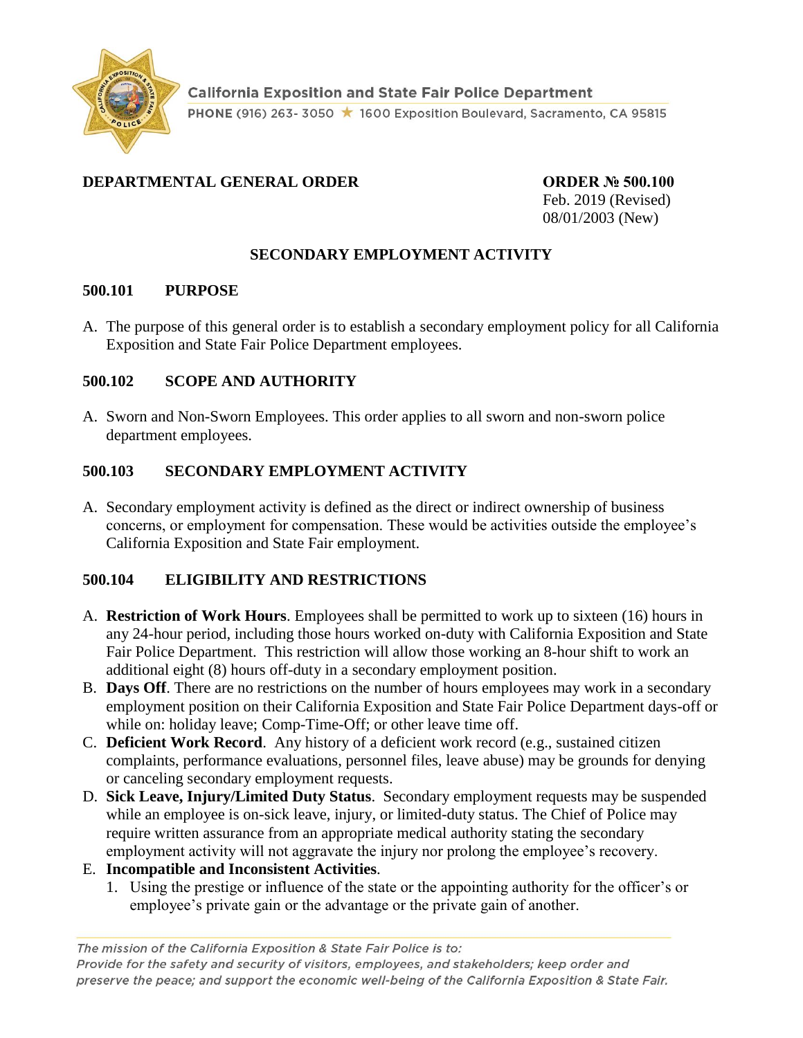California Exposition and State Fair Police Department
PHONE (916) 263- 3050 ★ 1600 Exposition Boulevard, Sacramento, CA 95815

**DEPARTMENTAL GENERAL ORDER**

**ORDER № 500.100**
Feb. 2019 (Revised)
08/01/2003 (New)

# SECONDARY EMPLOYMENT ACTIVITY

## 500.101 PURPOSE

A. The purpose of this general order is to establish a secondary employment policy for all California Exposition and State Fair Police Department employees.

## 500.102 SCOPE AND AUTHORITY

A. Sworn and Non-Sworn Employees. This order applies to all sworn and non-sworn police department employees.

## 500.103 SECONDARY EMPLOYMENT ACTIVITY

A. Secondary employment activity is defined as the direct or indirect ownership of business concerns, or employment for compensation. These would be activities outside the employee's California Exposition and State Fair employment.

## 500.104 ELIGIBILITY AND RESTRICTIONS

A. **Restriction of Work Hours**. Employees shall be permitted to work up to sixteen (16) hours in any 24-hour period, including those hours worked on-duty with California Exposition and State Fair Police Department. This restriction will allow those working an 8-hour shift to work an additional eight (8) hours off-duty in a secondary employment position.
B. **Days Off**. There are no restrictions on the number of hours employees may work in a secondary employment position on their California Exposition and State Fair Police Department days-off or while on: holiday leave; Comp-Time-Off; or other leave time off.
C. **Deficient Work Record**. Any history of a deficient work record (e.g., sustained citizen complaints, performance evaluations, personnel files, leave abuse) may be grounds for denying or canceling secondary employment requests.
D. **Sick Leave, Injury/Limited Duty Status**. Secondary employment requests may be suspended while an employee is on-sick leave, injury, or limited-duty status. The Chief of Police may require written assurance from an appropriate medical authority stating the secondary employment activity will not aggravate the injury nor prolong the employee's recovery.
E. **Incompatible and Inconsistent Activities**.
   1. Using the prestige or influence of the state or the appointing authority for the officer's or employee's private gain or the advantage or the private gain of another.

*The mission of the California Exposition & State Fair Police is to:*
*Provide for the safety and security of visitors, employees, and stakeholders; keep order and preserve the peace; and support the economic well-being of the California Exposition & State Fair.*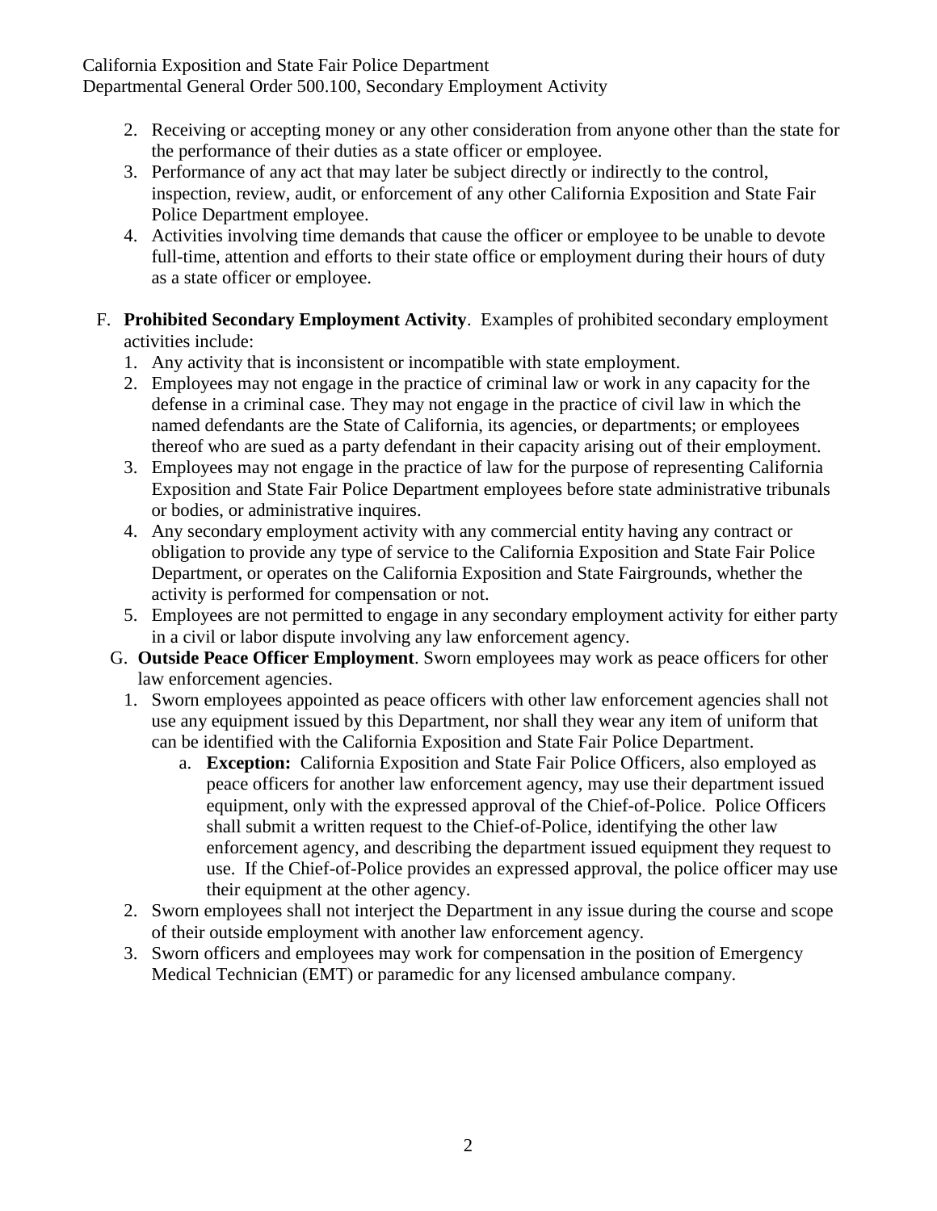2. Receiving or accepting money or any other consideration from anyone other than the state for the performance of their duties as a state officer or employee.
3. Performance of any act that may later be subject directly or indirectly to the control, inspection, review, audit, or enforcement of any other California Exposition and State Fair Police Department employee.
4. Activities involving time demands that cause the officer or employee to be unable to devote full-time, attention and efforts to their state office or employment during their hours of duty as a state officer or employee.

F. **Prohibited Secondary Employment Activity**. Examples of prohibited secondary employment activities include:

1. Any activity that is inconsistent or incompatible with state employment.
2. Employees may not engage in the practice of criminal law or work in any capacity for the defense in a criminal case. They may not engage in the practice of civil law in which the named defendants are the State of California, its agencies, or departments; or employees thereof who are sued as a party defendant in their capacity arising out of their employment.
3. Employees may not engage in the practice of law for the purpose of representing California Exposition and State Fair Police Department employees before state administrative tribunals or bodies, or administrative inquires.
4. Any secondary employment activity with any commercial entity having any contract or obligation to provide any type of service to the California Exposition and State Fair Police Department, or operates on the California Exposition and State Fairgrounds, whether the activity is performed for compensation or not.
5. Employees are not permitted to engage in any secondary employment activity for either party in a civil or labor dispute involving any law enforcement agency.

G. **Outside Peace Officer Employment**. Sworn employees may work as peace officers for other law enforcement agencies.

1. Sworn employees appointed as peace officers with other law enforcement agencies shall not use any equipment issued by this Department, nor shall they wear any item of uniform that can be identified with the California Exposition and State Fair Police Department.
   a. **Exception:** California Exposition and State Fair Police Officers, also employed as peace officers for another law enforcement agency, may use their department issued equipment, only with the expressed approval of the Chief-of-Police. Police Officers shall submit a written request to the Chief-of-Police, identifying the other law enforcement agency, and describing the department issued equipment they request to use. If the Chief-of-Police provides an expressed approval, the police officer may use their equipment at the other agency.
2. Sworn employees shall not interject the Department in any issue during the course and scope of their outside employment with another law enforcement agency.
3. Sworn officers and employees may work for compensation in the position of Emergency Medical Technician (EMT) or paramedic for any licensed ambulance company.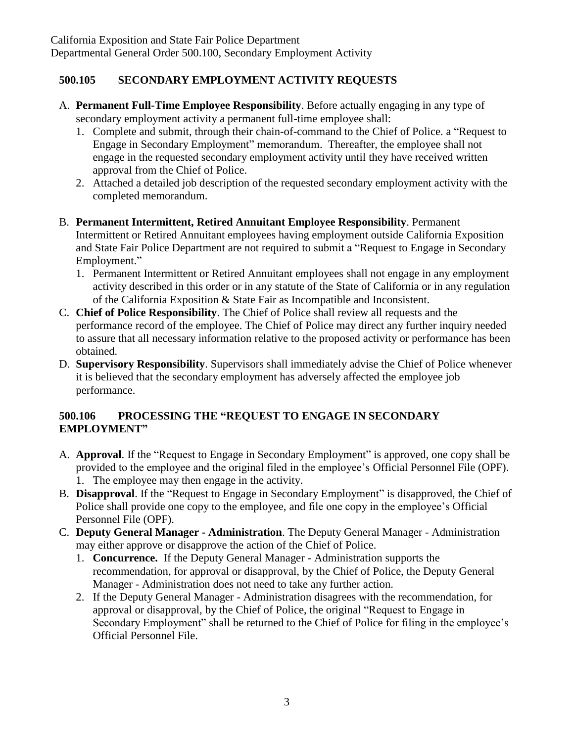## 500.105 SECONDARY EMPLOYMENT ACTIVITY REQUESTS

A. **Permanent Full-Time Employee Responsibility**. Before actually engaging in any type of secondary employment activity a permanent full-time employee shall:
   1. Complete and submit, through their chain-of-command to the Chief of Police. a "Request to Engage in Secondary Employment" memorandum. Thereafter, the employee shall not engage in the requested secondary employment activity until they have received written approval from the Chief of Police.
   2. Attached a detailed job description of the requested secondary employment activity with the completed memorandum.

B. **Permanent Intermittent, Retired Annuitant Employee Responsibility**. Permanent Intermittent or Retired Annuitant employees having employment outside California Exposition and State Fair Police Department are not required to submit a "Request to Engage in Secondary Employment."
   1. Permanent Intermittent or Retired Annuitant employees shall not engage in any employment activity described in this order or in any statute of the State of California or in any regulation of the California Exposition & State Fair as Incompatible and Inconsistent.

C. **Chief of Police Responsibility**. The Chief of Police shall review all requests and the performance record of the employee. The Chief of Police may direct any further inquiry needed to assure that all necessary information relative to the proposed activity or performance has been obtained.

D. **Supervisory Responsibility**. Supervisors shall immediately advise the Chief of Police whenever it is believed that the secondary employment has adversely affected the employee job performance.

## 500.106 PROCESSING THE "REQUEST TO ENGAGE IN SECONDARY EMPLOYMENT"

A. **Approval**. If the "Request to Engage in Secondary Employment" is approved, one copy shall be provided to the employee and the original filed in the employee's Official Personnel File (OPF).
   1. The employee may then engage in the activity.

B. **Disapproval**. If the "Request to Engage in Secondary Employment" is disapproved, the Chief of Police shall provide one copy to the employee, and file one copy in the employee's Official Personnel File (OPF).

C. **Deputy General Manager - Administration**. The Deputy General Manager - Administration may either approve or disapprove the action of the Chief of Police.
   1. **Concurrence.** If the Deputy General Manager - Administration supports the recommendation, for approval or disapproval, by the Chief of Police, the Deputy General Manager - Administration does not need to take any further action.
   2. If the Deputy General Manager - Administration disagrees with the recommendation, for approval or disapproval, by the Chief of Police, the original "Request to Engage in Secondary Employment" shall be returned to the Chief of Police for filing in the employee's Official Personnel File.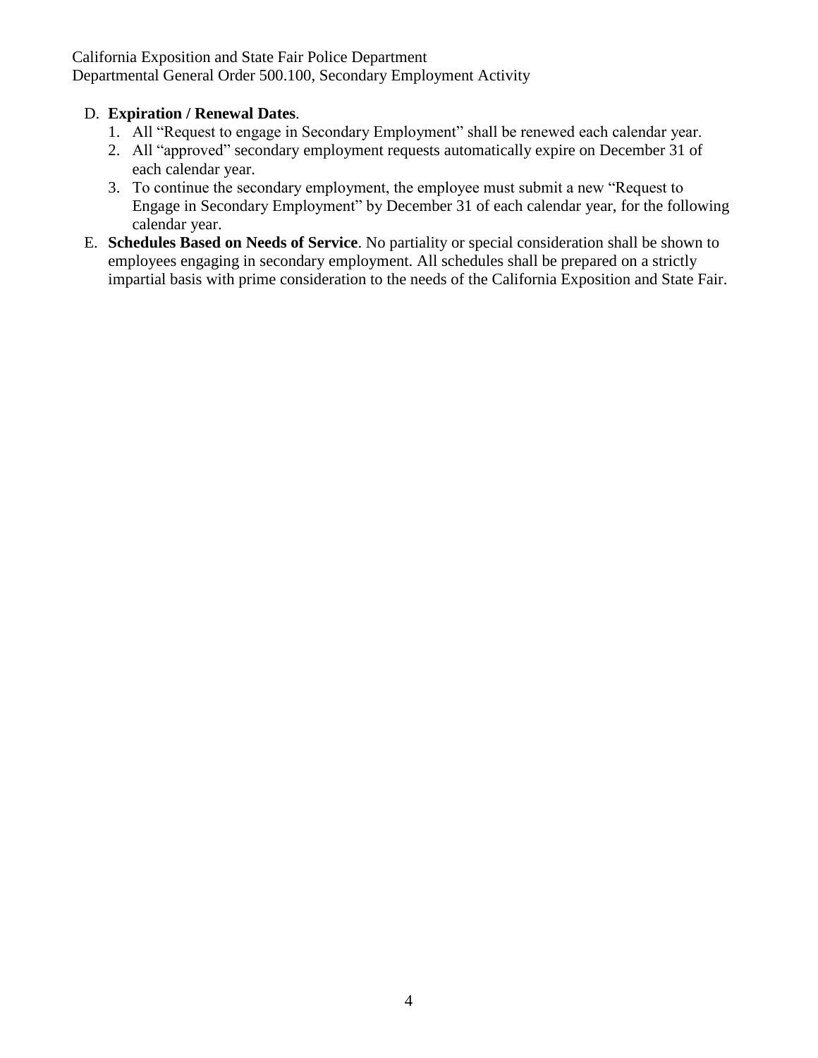D. **Expiration / Renewal Dates**.
   1. All "Request to engage in Secondary Employment" shall be renewed each calendar year.
   2. All "approved" secondary employment requests automatically expire on December 31 of each calendar year.
   3. To continue the secondary employment, the employee must submit a new "Request to Engage in Secondary Employment" by December 31 of each calendar year, for the following calendar year.

E. **Schedules Based on Needs of Service**. No partiality or special consideration shall be shown to employees engaging in secondary employment. All schedules shall be prepared on a strictly impartial basis with prime consideration to the needs of the California Exposition and State Fair.